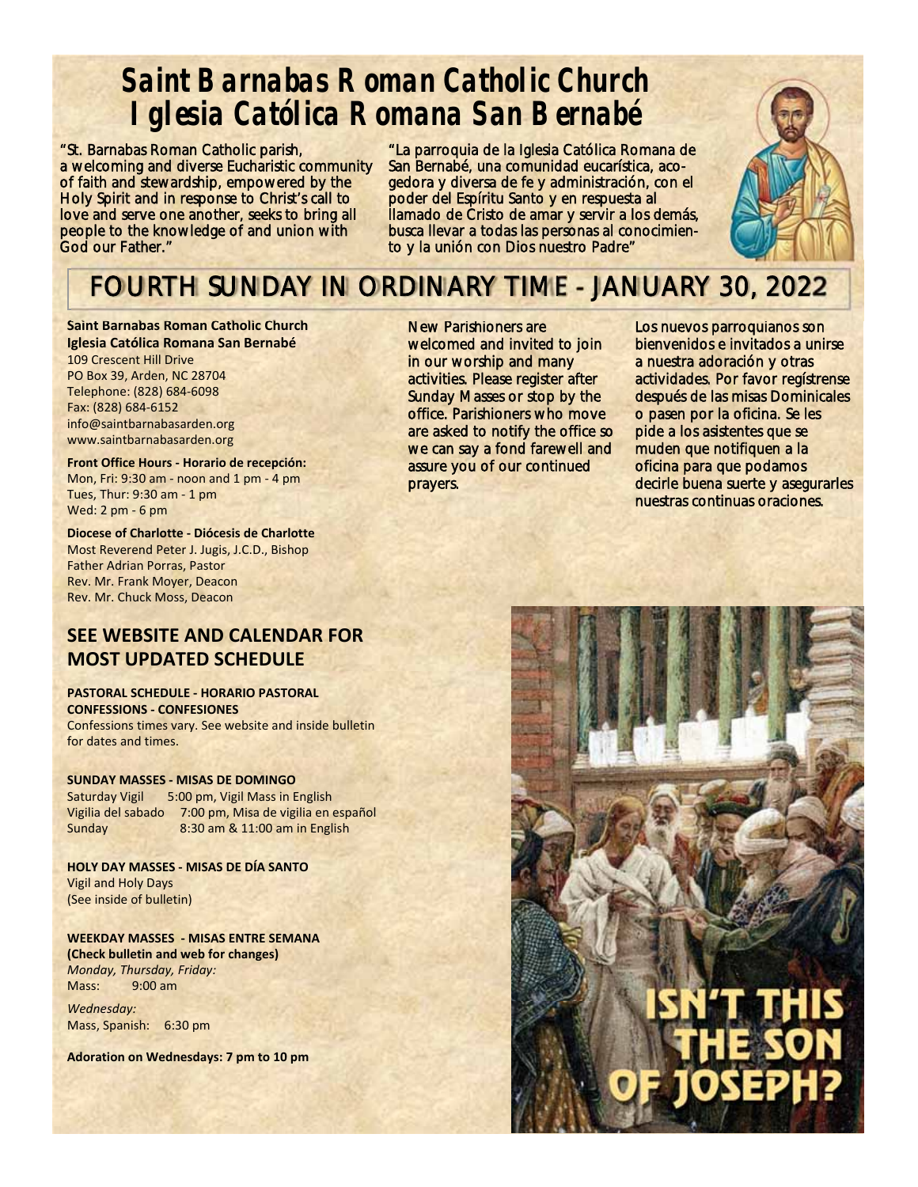# Saint Barnabas Roman Catholic Church
# Iglesia Católica Romana San Bernabé

"St. Barnabas Roman Catholic parish, a welcoming and diverse Eucharistic community of faith and stewardship, empowered by the Holy Spirit and in response to Christ's call to love and serve one another, seeks to bring all people to the knowledge of and union with God our Father."

"La parroquia de la Iglesia Católica Romana de San Bernabé, una comunidad eucarística, acogedora y diversa de fe y administración, con el poder del Espíritu Santo y en respuesta al llamado de Cristo de amar y servir a los demás, busca llevar a todas las personas al conocimiento y la unión con Dios nuestro Padre"

## FOURTH SUNDAY IN ORDINARY TIME - JANUARY 30, 2022

**Saint Barnabas Roman Catholic Church**
**Iglesia Católica Romana San Bernabé**
109 Crescent Hill Drive
PO Box 39, Arden, NC 28704
Telephone: (828) 684-6098
Fax: (828) 684-6152
info@saintbarnabasarden.org
www.saintbarnabasarden.org

**Front Office Hours - Horario de recepción:**
Mon, Fri: 9:30 am - noon and 1 pm - 4 pm
Tues, Thur: 9:30 am - 1 pm
Wed: 2 pm - 6 pm

**Diocese of Charlotte - Diócesis de Charlotte**
Most Reverend Peter J. Jugis, J.C.D., Bishop
Father Adrian Porras, Pastor
Rev. Mr. Frank Moyer, Deacon
Rev. Mr. Chuck Moss, Deacon

New Parishioners are welcomed and invited to join in our worship and many activities. Please register after Sunday Masses or stop by the office. Parishioners who move are asked to notify the office so we can say a fond farewell and assure you of our continued prayers.

Los nuevos parroquianos son bienvenidos e invitados a unirse a nuestra adoración y otras actividades. Por favor regístrense después de las misas Dominicales o pasen por la oficina. Se les pide a los asistentes que se muden que notifiquen a la oficina para que podamos decirle buena suerte y asegurarles nuestras continuas oraciones.

### SEE WEBSITE AND CALENDAR FOR MOST UPDATED SCHEDULE

**PASTORAL SCHEDULE - HORARIO PASTORAL**
**CONFESSIONS - CONFESIONES**
Confessions times vary. See website and inside bulletin for dates and times.

**SUNDAY MASSES - MISAS DE DOMINGO**
Saturday Vigil 5:00 pm, Vigil Mass in English
Vigilia del sabado 7:00 pm, Misa de vigilia en español
Sunday 8:30 am & 11:00 am in English

**HOLY DAY MASSES - MISAS DE DÍA SANTO**
Vigil and Holy Days
(See inside of bulletin)

**WEEKDAY MASSES - MISAS ENTRE SEMANA**
**(Check bulletin and web for changes)**
*Monday, Thursday, Friday:*
Mass: 9:00 am

*Wednesday:*
Mass, Spanish: 6:30 pm

**Adoration on Wednesdays: 7 pm to 10 pm**

ISN'T THIS THE SON OF JOSEPH?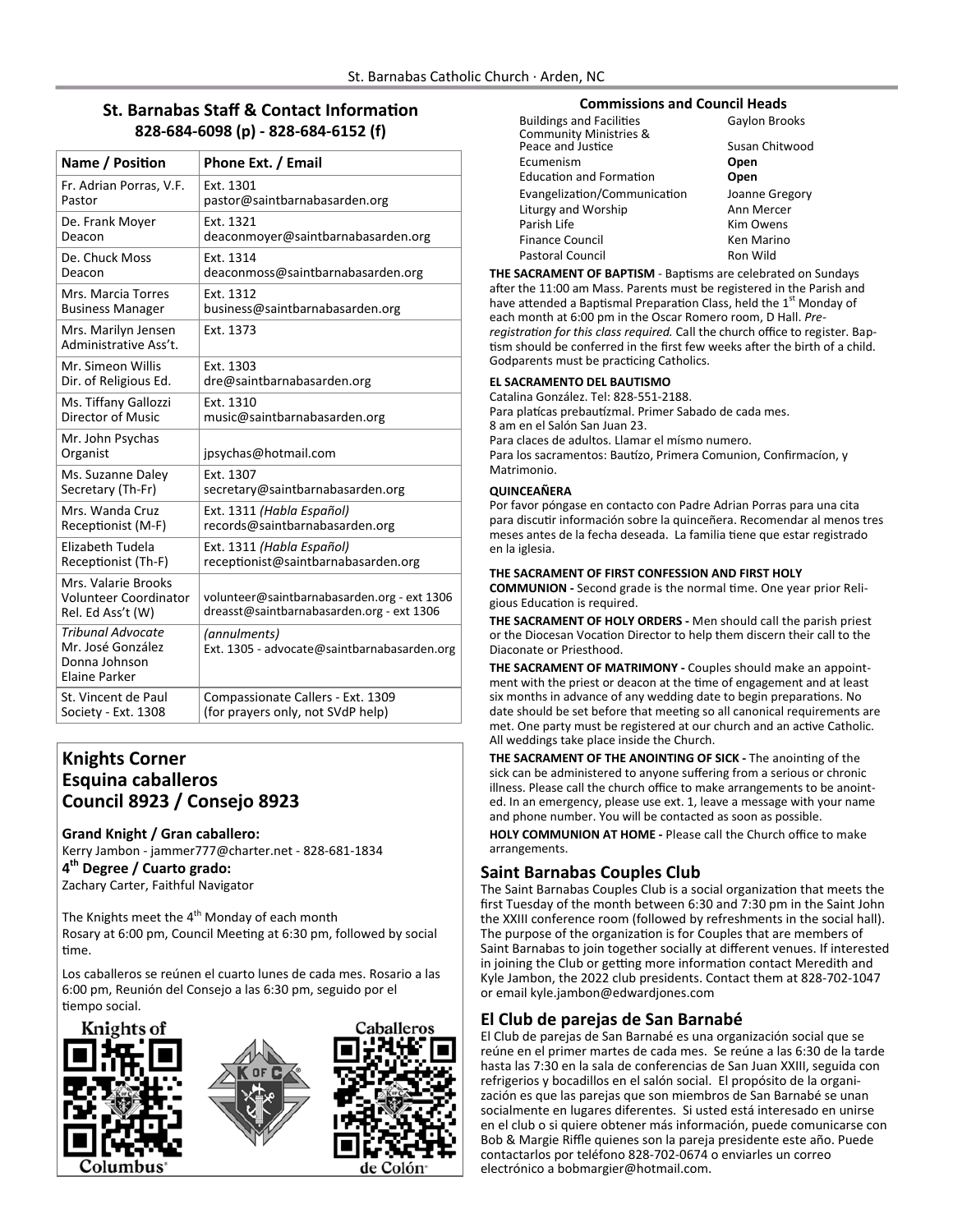## St. Barnabas Staff & Contact Information

**828-684-6098 (p) - 828-684-6152 (f)**

| Name / Position | Phone Ext. / Email |
|---|---|
| Fr. Adrian Porras, V.F. Pastor | Ext. 1301 pastor@saintbarnabasarden.org |
| De. Frank Moyer Deacon | Ext. 1321 deaconmoyer@saintbarnabasarden.org |
| De. Chuck Moss Deacon | Ext. 1314 deaconmoss@saintbarnabasarden.org |
| Mrs. Marcia Torres Business Manager | Ext. 1312 business@saintbarnabasarden.org |
| Mrs. Marilyn Jensen Administrative Ass't. | Ext. 1373 |
| Mr. Simeon Willis Dir. of Religious Ed. | Ext. 1303 dre@saintbarnabasarden.org |
| Ms. Tiffany Gallozzi Director of Music | Ext. 1310 music@saintbarnabasarden.org |
| Mr. John Psychas Organist | jpsychas@hotmail.com |
| Ms. Suzanne Daley Secretary (Th-Fr) | Ext. 1307 secretary@saintbarnabasarden.org |
| Mrs. Wanda Cruz Receptionist (M-F) | Ext. 1311 *(Habla Español)* records@saintbarnabasarden.org |
| Elizabeth Tudela Receptionist (Th-F) | Ext. 1311 *(Habla Español)* receptionist@saintbarnabasarden.org |
| Mrs. Valarie Brooks Volunteer Coordinator Rel. Ed Ass't (W) | volunteer@saintbarnabasarden.org - ext 1306 dreasst@saintbarnabasarden.org - ext 1306 |
| *Tribunal Advocate* Mr. José González Donna Johnson Elaine Parker | *(annulments)* Ext. 1305 - advocate@saintbarnabasarden.org |
| St. Vincent de Paul Society - Ext. 1308 | Compassionate Callers - Ext. 1309 (for prayers only, not SVdP help) |

## Knights Corner
## Esquina caballeros
## Council 8923 / Consejo 8923

**Grand Knight / Gran caballero:**
Kerry Jambon - jammer777@charter.net - 828-681-1834
**4th Degree / Cuarto grado:**
Zachary Carter, Faithful Navigator

The Knights meet the 4th Monday of each month
Rosary at 6:00 pm, Council Meeting at 6:30 pm, followed by social time.

Los caballeros se reúnen el cuarto lunes de cada mes. Rosario a las 6:00 pm, Reunión del Consejo a las 6:30 pm, seguido por el tiempo social.

Knights of Columbus

Caballeros de Colón

### Commissions and Council Heads

| | |
|---|---|
| Buildings and Facilities | Gaylon Brooks |
| Community Ministries & Peace and Justice | Susan Chitwood |
| Ecumenism | **Open** |
| Education and Formation | **Open** |
| Evangelization/Communication | Joanne Gregory |
| Liturgy and Worship | Ann Mercer |
| Parish Life | Kim Owens |
| Finance Council | Ken Marino |
| Pastoral Council | Ron Wild |

**THE SACRAMENT OF BAPTISM** - Baptisms are celebrated on Sundays after the 11:00 am Mass. Parents must be registered in the Parish and have attended a Baptismal Preparation Class, held the 1st Monday of each month at 6:00 pm in the Oscar Romero room, D Hall. *Pre-registration for this class required.* Call the church office to register. Baptism should be conferred in the first few weeks after the birth of a child. Godparents must be practicing Catholics.

**EL SACRAMENTO DEL BAUTISMO**
Catalina González. Tel: 828-551-2188.
Para platícas prebautízmal. Primer Sabado de cada mes.
8 am en el Salón San Juan 23.
Para claces de adultos. Llamar el mísmo numero.
Para los sacramentos: Bautízo, Primera Comunion, Confirmacíon, y Matrimonio.

**QUINCEAÑERA**
Por favor póngase en contacto con Padre Adrian Porras para una cita para discutir información sobre la quinceñera. Recomendar al menos tres meses antes de la fecha deseada. La familia tiene que estar registrado en la iglesia.

**THE SACRAMENT OF FIRST CONFESSION AND FIRST HOLY COMMUNION -** Second grade is the normal time. One year prior Religious Education is required.

**THE SACRAMENT OF HOLY ORDERS -** Men should call the parish priest or the Diocesan Vocation Director to help them discern their call to the Diaconate or Priesthood.

**THE SACRAMENT OF MATRIMONY -** Couples should make an appointment with the priest or deacon at the time of engagement and at least six months in advance of any wedding date to begin preparations. No date should be set before that meeting so all canonical requirements are met. One party must be registered at our church and an active Catholic. All weddings take place inside the Church.

**THE SACRAMENT OF THE ANOINTING OF SICK -** The anointing of the sick can be administered to anyone suffering from a serious or chronic illness. Please call the church office to make arrangements to be anointed. In an emergency, please use ext. 1, leave a message with your name and phone number. You will be contacted as soon as possible.

**HOLY COMMUNION AT HOME -** Please call the Church office to make arrangements.

## Saint Barnabas Couples Club

The Saint Barnabas Couples Club is a social organization that meets the first Tuesday of the month between 6:30 and 7:30 pm in the Saint John the XXIII conference room (followed by refreshments in the social hall). The purpose of the organization is for Couples that are members of Saint Barnabas to join together socially at different venues. If interested in joining the Club or getting more information contact Meredith and Kyle Jambon, the 2022 club presidents. Contact them at 828-702-1047 or email kyle.jambon@edwardjones.com

## El Club de parejas de San Barnabé

El Club de parejas de San Barnabé es una organización social que se reúne en el primer martes de cada mes. Se reúne a las 6:30 de la tarde hasta las 7:30 en la sala de conferencias de San Juan XXIII, seguida con refrigerios y bocadillos en el salón social. El propósito de la organización es que las parejas que son miembros de San Barnabé se unan socialmente en lugares diferentes. Si usted está interesado en unirse en el club o si quiere obtener más información, puede comunicarse con Bob & Margie Riffle quienes son la pareja presidente este año. Puede contactarlos por teléfono 828-702-0674 o enviarles un correo electrónico a bobmargier@hotmail.com.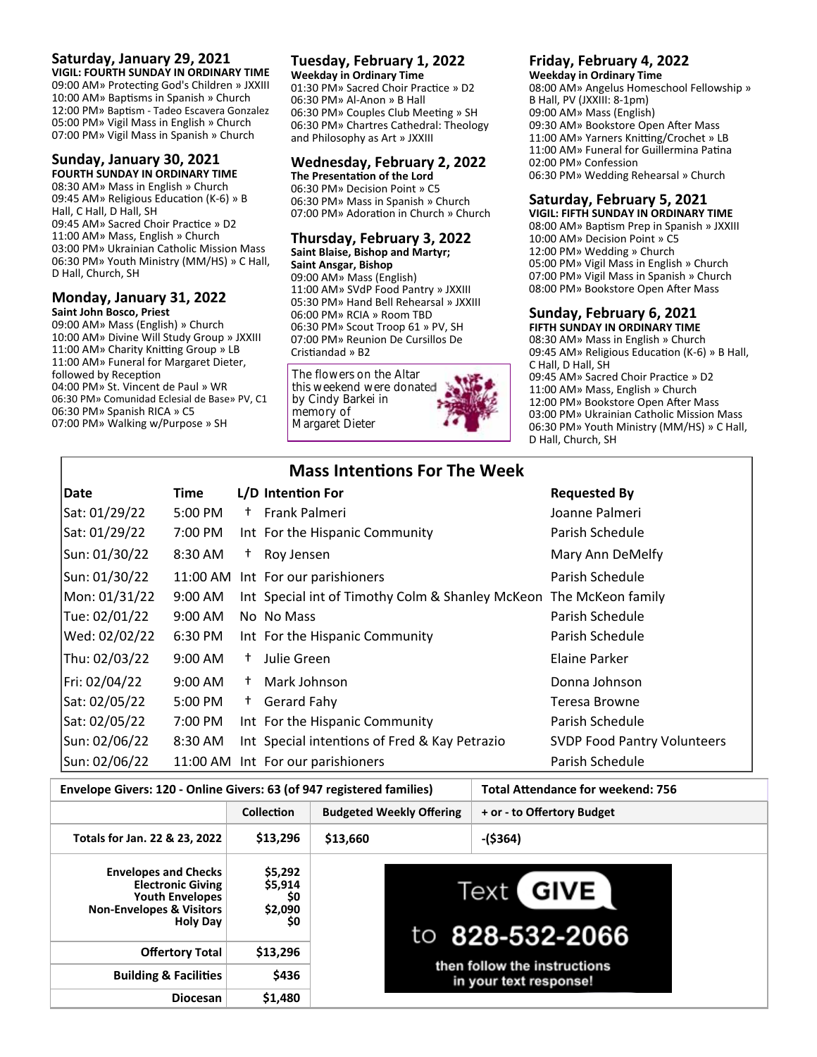## Saturday, January 29, 2021

**VIGIL: FOURTH SUNDAY IN ORDINARY TIME**

09:00 AM» Protecting God's Children » JXXIII
10:00 AM» Baptisms in Spanish » Church
12:00 PM» Baptism - Tadeo Escavera Gonzalez
05:00 PM» Vigil Mass in English » Church
07:00 PM» Vigil Mass in Spanish » Church

## Sunday, January 30, 2021

**FOURTH SUNDAY IN ORDINARY TIME**

08:30 AM» Mass in English » Church
09:45 AM» Religious Education (K-6) » B Hall, C Hall, D Hall, SH
09:45 AM» Sacred Choir Practice » D2
11:00 AM» Mass, English » Church
03:00 PM» Ukrainian Catholic Mission Mass
06:30 PM» Youth Ministry (MM/HS) » C Hall, D Hall, Church, SH

## Monday, January 31, 2022

**Saint John Bosco, Priest**

09:00 AM» Mass (English) » Church
10:00 AM» Divine Will Study Group » JXXIII
11:00 AM» Charity Knitting Group » LB
11:00 AM» Funeral for Margaret Dieter, followed by Reception
04:00 PM» St. Vincent de Paul » WR
06:30 PM» Comunidad Eclesial de Base» PV, C1
06:30 PM» Spanish RICA » C5
07:00 PM» Walking w/Purpose » SH

## Tuesday, February 1, 2022

**Weekday in Ordinary Time**

01:30 PM» Sacred Choir Practice » D2
06:30 PM» Al-Anon » B Hall
06:30 PM» Couples Club Meeting » SH
06:30 PM» Chartres Cathedral: Theology and Philosophy as Art » JXXIII

## Wednesday, February 2, 2022

**The Presentation of the Lord**

06:30 PM» Decision Point » C5
06:30 PM» Mass in Spanish » Church
07:00 PM» Adoration in Church » Church

## Thursday, February 3, 2022

**Saint Blaise, Bishop and Martyr; Saint Ansgar, Bishop**

09:00 AM» Mass (English)
11:00 AM» SVdP Food Pantry » JXXIII
05:30 PM» Hand Bell Rehearsal » JXXIII
06:00 PM» RCIA » Room TBD
06:30 PM» Scout Troop 61 » PV, SH
07:00 PM» Reunion De Cursillos De Cristiandad » B2

The flowers on the Altar this weekend were donated by Cindy Barkei in memory of Margaret Dieter

## Friday, February 4, 2022

**Weekday in Ordinary Time**

08:00 AM» Angelus Homeschool Fellowship » B Hall, PV (JXXIII: 8-1pm)
09:00 AM» Mass (English)
09:30 AM» Bookstore Open After Mass
11:00 AM» Yarners Knitting/Crochet » LB
11:00 AM» Funeral for Guillermina Patina
02:00 PM» Confession
06:30 PM» Wedding Rehearsal » Church

## Saturday, February 5, 2021

**VIGIL: FIFTH SUNDAY IN ORDINARY TIME**

08:00 AM» Baptism Prep in Spanish » JXXIII
10:00 AM» Decision Point » C5
12:00 PM» Wedding » Church
05:00 PM» Vigil Mass in English » Church
07:00 PM» Vigil Mass in Spanish » Church
08:00 PM» Bookstore Open After Mass

## Sunday, February 6, 2021

**FIFTH SUNDAY IN ORDINARY TIME**

08:30 AM» Mass in English » Church
09:45 AM» Religious Education (K-6) » B Hall, C Hall, D Hall, SH
09:45 AM» Sacred Choir Practice » D2
11:00 AM» Mass, English » Church
12:00 PM» Bookstore Open After Mass
03:00 PM» Ukrainian Catholic Mission Mass
06:30 PM» Youth Ministry (MM/HS) » C Hall, D Hall, Church, SH

## Mass Intentions For The Week

| Date | Time | L/D | Intention For | Requested By |
|---|---|---|---|---|
| Sat: 01/29/22 | 5:00 PM | † | Frank Palmeri | Joanne Palmeri |
| Sat: 01/29/22 | 7:00 PM | Int | For the Hispanic Community | Parish Schedule |
| Sun: 01/30/22 | 8:30 AM | † | Roy Jensen | Mary Ann DeMelfy |
| Sun: 01/30/22 | 11:00 AM | Int | For our parishioners | Parish Schedule |
| Mon: 01/31/22 | 9:00 AM | Int | Special int of Timothy Colm & Shanley McKeon | The McKeon family |
| Tue: 02/01/22 | 9:00 AM | No | No Mass | Parish Schedule |
| Wed: 02/02/22 | 6:30 PM | Int | For the Hispanic Community | Parish Schedule |
| Thu: 02/03/22 | 9:00 AM | † | Julie Green | Elaine Parker |
| Fri: 02/04/22 | 9:00 AM | † | Mark Johnson | Donna Johnson |
| Sat: 02/05/22 | 5:00 PM | † | Gerard Fahy | Teresa Browne |
| Sat: 02/05/22 | 7:00 PM | Int | For the Hispanic Community | Parish Schedule |
| Sun: 02/06/22 | 8:30 AM | Int | Special intentions of Fred & Kay Petrazio | SVDP Food Pantry Volunteers |
| Sun: 02/06/22 | 11:00 AM | Int | For our parishioners | Parish Schedule |

| Envelope Givers: 120 - Online Givers: 63 (of 947 registered families) | | | Total Attendance for weekend: 756 |
|---|---|---|---|
| | Collection | Budgeted Weekly Offering | + or - to Offertory Budget |
| Totals for Jan. 22 & 23, 2022 | $13,296 | $13,660 | -($364) |
| Envelopes and Checks | $5,292 | | |
| Electronic Giving | $5,914 | | |
| Youth Envelopes | $0 | | |
| Non-Envelopes & Visitors | $2,090 | | |
| Holy Day | $0 | | |
| Offertory Total | $13,296 | | |
| Building & Facilities | $436 | | |
| Diocesan | $1,480 | | |

Text GIVE to 828-532-2066 then follow the instructions in your text response!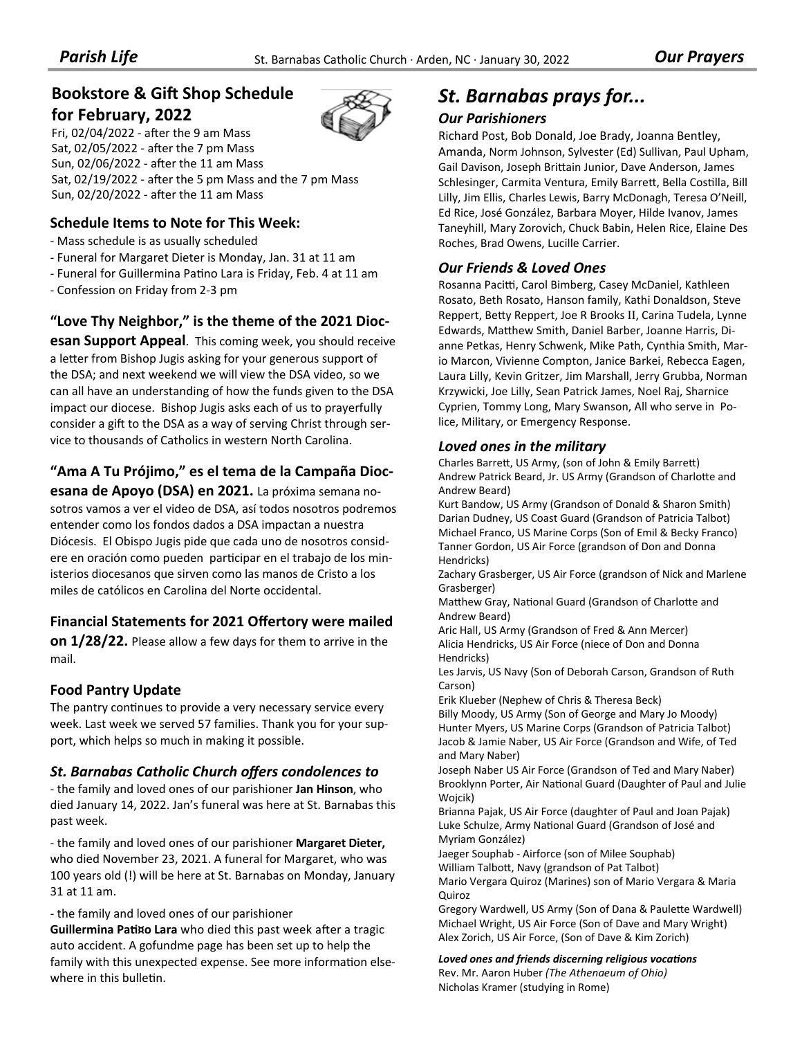## Bookstore & Gift Shop Schedule for February, 2022

Fri, 02/04/2022 - after the 9 am Mass
Sat, 02/05/2022 - after the 7 pm Mass
Sun, 02/06/2022 - after the 11 am Mass
Sat, 02/19/2022 - after the 5 pm Mass and the 7 pm Mass
Sun, 02/20/2022 - after the 11 am Mass

### Schedule Items to Note for This Week:

- Mass schedule is as usually scheduled
- Funeral for Margaret Dieter is Monday, Jan. 31 at 11 am
- Funeral for Guillermina Patino Lara is Friday, Feb. 4 at 11 am
- Confession on Friday from 2-3 pm

**"Love Thy Neighbor," is the theme of the 2021 Diocesan Support Appeal**. This coming week, you should receive a letter from Bishop Jugis asking for your generous support of the DSA; and next weekend we will view the DSA video, so we can all have an understanding of how the funds given to the DSA impact our diocese. Bishop Jugis asks each of us to prayerfully consider a gift to the DSA as a way of serving Christ through service to thousands of Catholics in western North Carolina.

**"Ama A Tu Prójimo," es el tema de la Campaña Diocesana de Apoyo (DSA) en 2021.** La próxima semana nosotros vamos a ver el video de DSA, así todos nosotros podremos entender como los fondos dados a DSA impactan a nuestra Diócesis. El Obispo Jugis pide que cada uno de nosotros considere en oración como pueden participar en el trabajo de los ministerios diocesanos que sirven como las manos de Cristo a los miles de católicos en Carolina del Norte occidental.

**Financial Statements for 2021 Offertory were mailed on 1/28/22.** Please allow a few days for them to arrive in the mail.

### Food Pantry Update

The pantry continues to provide a very necessary service every week. Last week we served 57 families. Thank you for your support, which helps so much in making it possible.

### *St. Barnabas Catholic Church offers condolences to*

- the family and loved ones of our parishioner **Jan Hinson**, who died January 14, 2022. Jan's funeral was here at St. Barnabas this past week.

- the family and loved ones of our parishioner **Margaret Dieter,** who died November 23, 2021. A funeral for Margaret, who was 100 years old (!) will be here at St. Barnabas on Monday, January 31 at 11 am.

- the family and loved ones of our parishioner **Guillermina Patiño Lara** who died this past week after a tragic auto accident. A gofundme page has been set up to help the family with this unexpected expense. See more information elsewhere in this bulletin.

## *St. Barnabas prays for...*

### *Our Parishioners*

Richard Post, Bob Donald, Joe Brady, Joanna Bentley, Amanda, Norm Johnson, Sylvester (Ed) Sullivan, Paul Upham, Gail Davison, Joseph Brittain Junior, Dave Anderson, James Schlesinger, Carmita Ventura, Emily Barrett, Bella Costilla, Bill Lilly, Jim Ellis, Charles Lewis, Barry McDonagh, Teresa O'Neill, Ed Rice, José González, Barbara Moyer, Hilde Ivanov, James Taneyhill, Mary Zorovich, Chuck Babin, Helen Rice, Elaine Des Roches, Brad Owens, Lucille Carrier.

### *Our Friends & Loved Ones*

Rosanna Pacitti, Carol Bimberg, Casey McDaniel, Kathleen Rosato, Beth Rosato, Hanson family, Kathi Donaldson, Steve Reppert, Betty Reppert, Joe R Brooks II, Carina Tudela, Lynne Edwards, Matthew Smith, Daniel Barber, Joanne Harris, Dianne Petkas, Henry Schwenk, Mike Path, Cynthia Smith, Mario Marcon, Vivienne Compton, Janice Barkei, Rebecca Eagen, Laura Lilly, Kevin Gritzer, Jim Marshall, Jerry Grubba, Norman Krzywicki, Joe Lilly, Sean Patrick James, Noel Raj, Sharnice Cyprien, Tommy Long, Mary Swanson, All who serve in Police, Military, or Emergency Response.

### *Loved ones in the military*

Charles Barrett, US Army, (son of John & Emily Barrett)
Andrew Patrick Beard, Jr. US Army (Grandson of Charlotte and Andrew Beard)
Kurt Bandow, US Army (Grandson of Donald & Sharon Smith)
Darian Dudney, US Coast Guard (Grandson of Patricia Talbot)
Michael Franco, US Marine Corps (Son of Emil & Becky Franco)
Tanner Gordon, US Air Force (grandson of Don and Donna Hendricks)
Zachary Grasberger, US Air Force (grandson of Nick and Marlene Grasberger)
Matthew Gray, National Guard (Grandson of Charlotte and Andrew Beard)
Aric Hall, US Army (Grandson of Fred & Ann Mercer)
Alicia Hendricks, US Air Force (niece of Don and Donna Hendricks)
Les Jarvis, US Navy (Son of Deborah Carson, Grandson of Ruth Carson)
Erik Klueber (Nephew of Chris & Theresa Beck)
Billy Moody, US Army (Son of George and Mary Jo Moody)
Hunter Myers, US Marine Corps (Grandson of Patricia Talbot)
Jacob & Jamie Naber, US Air Force (Grandson and Wife, of Ted and Mary Naber)
Joseph Naber US Air Force (Grandson of Ted and Mary Naber)
Brooklynn Porter, Air National Guard (Daughter of Paul and Julie Wojcik)
Brianna Pajak, US Air Force (daughter of Paul and Joan Pajak)
Luke Schulze, Army National Guard (Grandson of José and Myriam González)
Jaeger Souphab - Airforce (son of Milee Souphab)
William Talbott, Navy (grandson of Pat Talbot)
Mario Vergara Quiroz (Marines) son of Mario Vergara & Maria Quiroz
Gregory Wardwell, US Army (Son of Dana & Paulette Wardwell)
Michael Wright, US Air Force (Son of Dave and Mary Wright)
Alex Zorich, US Air Force, (Son of Dave & Kim Zorich)

***Loved ones and friends discerning religious vocations***

Rev. Mr. Aaron Huber *(The Athenaeum of Ohio)*
Nicholas Kramer (studying in Rome)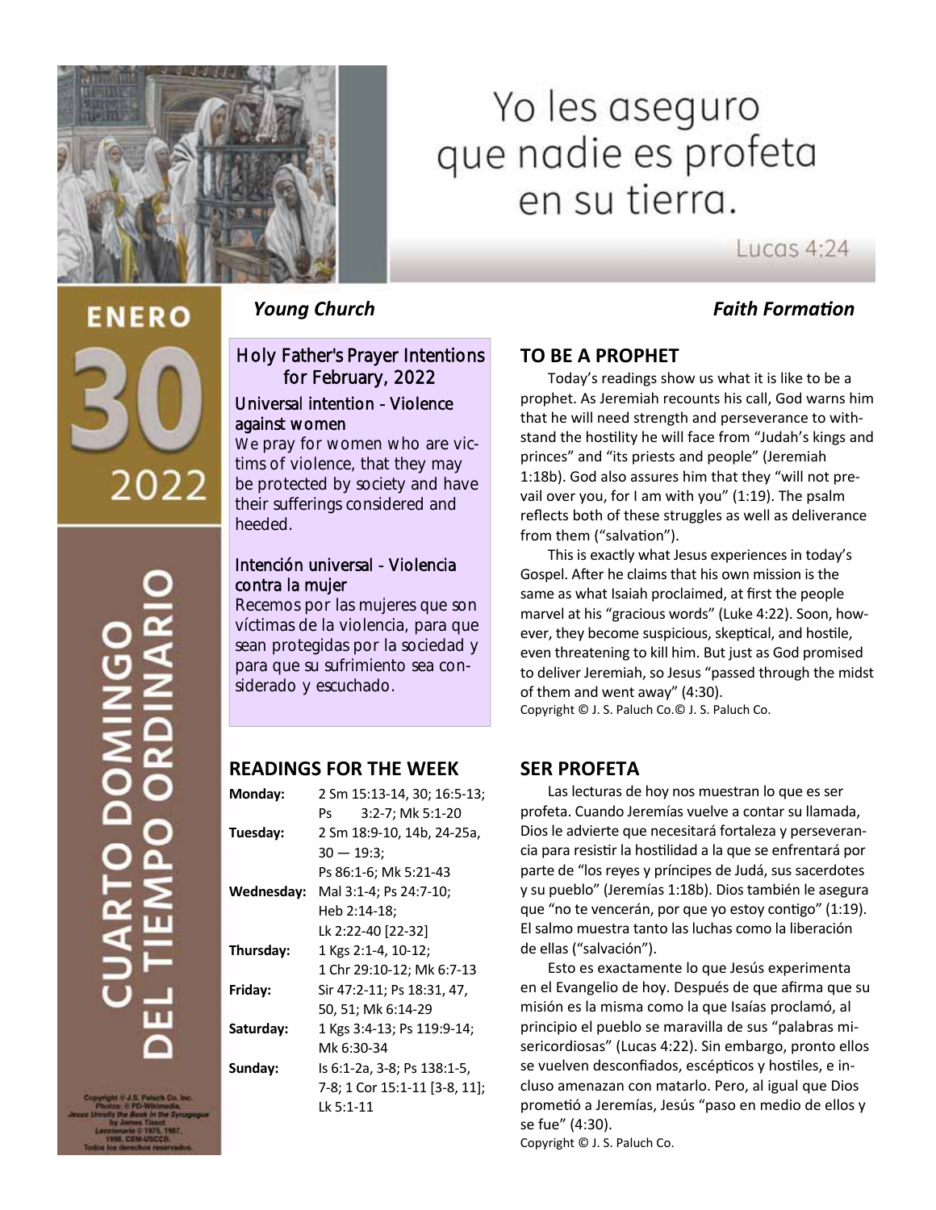# Yo les aseguro que nadie es profeta en su tierra.

Lucas 4:24

ENERO 30 2022

CUARTO DOMINGO DEL TIEMPO ORDINARIO

Copyright © J.S. Paluch Co. Inc.
Photos: © PD-Wikimedia,
*Jesus Unrolls the Book in the Synagogue* by James Tissot
*Leccionario* © 1976, 1987, 1998, CEM-USCCB.
Todos los derechos reservados.

*Young Church* *Faith Formation*

### Holy Father's Prayer Intentions for February, 2022

**Universal intention - Violence against women**

We pray for women who are victims of violence, that they may be protected by society and have their sufferings considered and heeded.

**Intención universal - Violencia contra la mujer**

Recemos por las mujeres que son víctimas de la violencia, para que sean protegidas por la sociedad y para que su sufrimiento sea considerado y escuchado.

## READINGS FOR THE WEEK

| | |
|---|---|
| **Monday:** | 2 Sm 15:13-14, 30; 16:5-13; Ps 3:2-7; Mk 5:1-20 |
| **Tuesday:** | 2 Sm 18:9-10, 14b, 24-25a, 30 — 19:3; Ps 86:1-6; Mk 5:21-43 |
| **Wednesday:** | Mal 3:1-4; Ps 24:7-10; Heb 2:14-18; Lk 2:22-40 [22-32] |
| **Thursday:** | 1 Kgs 2:1-4, 10-12; 1 Chr 29:10-12; Mk 6:7-13 |
| **Friday:** | Sir 47:2-11; Ps 18:31, 47, 50, 51; Mk 6:14-29 |
| **Saturday:** | 1 Kgs 3:4-13; Ps 119:9-14; Mk 6:30-34 |
| **Sunday:** | Is 6:1-2a, 3-8; Ps 138:1-5, 7-8; 1 Cor 15:1-11 [3-8, 11]; Lk 5:1-11 |

## TO BE A PROPHET

Today's readings show us what it is like to be a prophet. As Jeremiah recounts his call, God warns him that he will need strength and perseverance to withstand the hostility he will face from "Judah's kings and princes" and "its priests and people" (Jeremiah 1:18b). God also assures him that they "will not prevail over you, for I am with you" (1:19). The psalm reflects both of these struggles as well as deliverance from them ("salvation").

This is exactly what Jesus experiences in today's Gospel. After he claims that his own mission is the same as what Isaiah proclaimed, at first the people marvel at his "gracious words" (Luke 4:22). Soon, however, they become suspicious, skeptical, and hostile, even threatening to kill him. But just as God promised to deliver Jeremiah, so Jesus "passed through the midst of them and went away" (4:30).

Copyright © J. S. Paluch Co.© J. S. Paluch Co.

## SER PROFETA

Las lecturas de hoy nos muestran lo que es ser profeta. Cuando Jeremías vuelve a contar su llamada, Dios le advierte que necesitará fortaleza y perseverancia para resistir la hostilidad a la que se enfrentará por parte de "los reyes y príncipes de Judá, sus sacerdotes y su pueblo" (Jeremías 1:18b). Dios también le asegura que "no te vencerán, por que yo estoy contigo" (1:19). El salmo muestra tanto las luchas como la liberación de ellas ("salvación").

Esto es exactamente lo que Jesús experimenta en el Evangelio de hoy. Después de que afirma que su misión es la misma como la que Isaías proclamó, al principio el pueblo se maravilla de sus "palabras misericordiosas" (Lucas 4:22). Sin embargo, pronto ellos se vuelven desconfiados, escépticos y hostiles, e incluso amenazan con matarlo. Pero, al igual que Dios prometió a Jeremías, Jesús "paso en medio de ellos y se fue" (4:30).

Copyright © J. S. Paluch Co.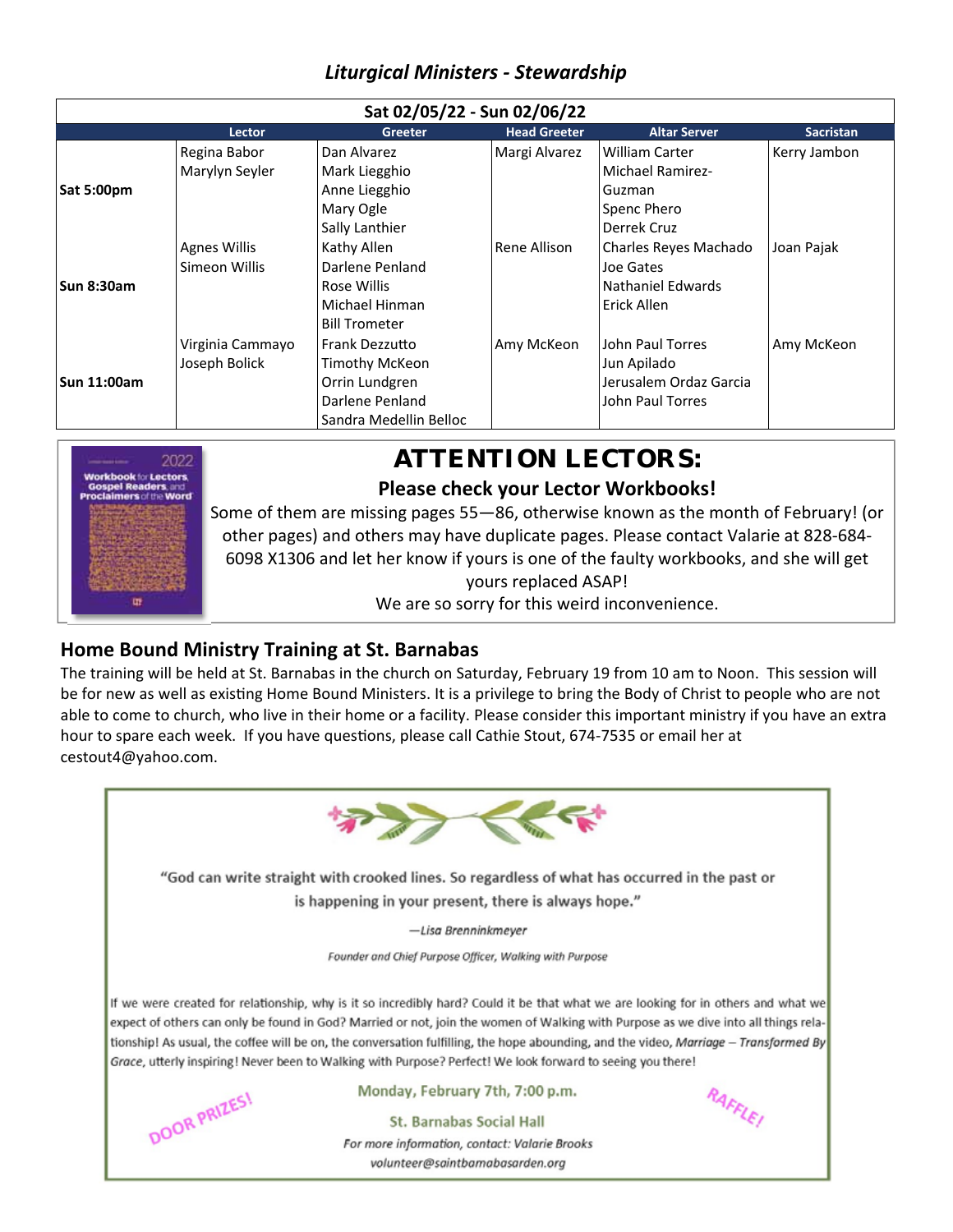## *Liturgical Ministers - Stewardship*

| Sat 02/05/22 - Sun 02/06/22 | | | | | |
|---|---|---|---|---|---|
| | **Lector** | **Greeter** | **Head Greeter** | **Altar Server** | **Sacristan** |
| **Sat 5:00pm** | Regina Babor<br>Marylyn Seyler | Dan Alvarez<br>Mark Liegghio<br>Anne Liegghio<br>Mary Ogle<br>Sally Lanthier | Margi Alvarez | William Carter<br>Michael Ramirez-Guzman<br>Spenc Phero<br>Derrek Cruz | Kerry Jambon |
| **Sun 8:30am** | Agnes Willis<br>Simeon Willis | Kathy Allen<br>Darlene Penland<br>Rose Willis<br>Michael Hinman<br>Bill Trometer | Rene Allison | Charles Reyes Machado<br>Joe Gates<br>Nathaniel Edwards<br>Erick Allen | Joan Pajak |
| **Sun 11:00am** | Virginia Cammayo<br>Joseph Bolick | Frank Dezzutto<br>Timothy McKeon<br>Orrin Lundgren<br>Darlene Penland<br>Sandra Medellin Belloc | Amy McKeon | John Paul Torres<br>Jun Apilado<br>Jerusalem Ordaz Garcia<br>John Paul Torres | Amy McKeon |

# ATTENTION LECTORS:

### Please check your Lector Workbooks!

Some of them are missing pages 55—86, otherwise known as the month of February! (or other pages) and others may have duplicate pages. Please contact Valarie at 828-684-6098 X1306 and let her know if yours is one of the faulty workbooks, and she will get yours replaced ASAP!

We are so sorry for this weird inconvenience.

## Home Bound Ministry Training at St. Barnabas

The training will be held at St. Barnabas in the church on Saturday, February 19 from 10 am to Noon. This session will be for new as well as existing Home Bound Ministers. It is a privilege to bring the Body of Christ to people who are not able to come to church, who live in their home or a facility. Please consider this important ministry if you have an extra hour to spare each week. If you have questions, please call Cathie Stout, 674-7535 or email her at cestout4@yahoo.com.

"God can write straight with crooked lines. So regardless of what has occurred in the past or is happening in your present, there is always hope."

*—Lisa Brenninkmeyer*

*Founder and Chief Purpose Officer, Walking with Purpose*

If we were created for relationship, why is it so incredibly hard? Could it be that what we are looking for in others and what we expect of others can only be found in God? Married or not, join the women of Walking with Purpose as we dive into all things relationship! As usual, the coffee will be on, the conversation fulfilling, the hope abounding, and the video, *Marriage – Transformed By Grace*, utterly inspiring! Never been to Walking with Purpose? Perfect! We look forward to seeing you there!

DOOR PRIZES!

**Monday, February 7th, 7:00 p.m.**

**St. Barnabas Social Hall**

*For more information, contact: Valarie Brooks*

*volunteer@saintbarnabasarden.org*

RAFFLE!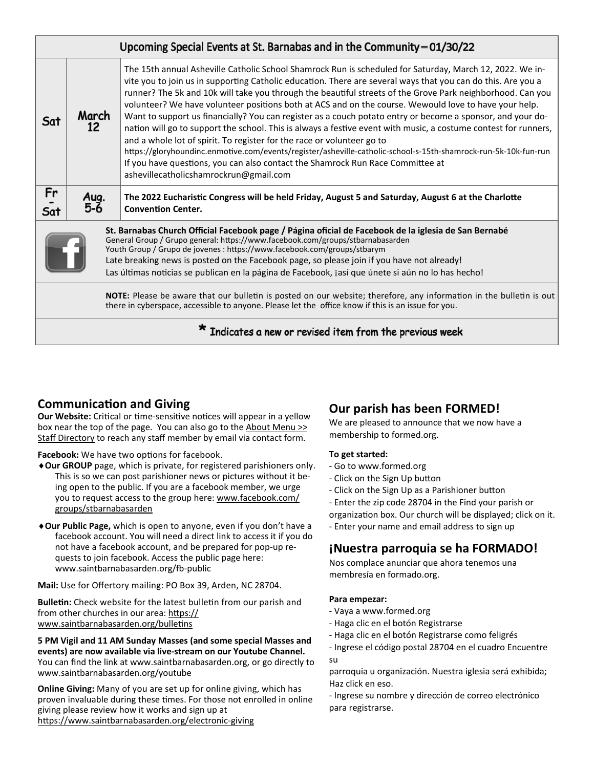| Upcoming Special Events at St. Barnabas and in the Community – 01/30/22 | | |
|---|---|---|
| Sat | March 12 | The 15th annual Asheville Catholic School Shamrock Run is scheduled for Saturday, March 12, 2022. We invite you to join us in supporting Catholic education. There are several ways that you can do this. Are you a runner? The 5k and 10k will take you through the beautiful streets of the Grove Park neighborhood. Can you volunteer? We have volunteer positions both at ACS and on the course. Wewould love to have your help. Want to support us financially? You can register as a couch potato entry or become a sponsor, and your donation will go to support the school. This is always a festive event with music, a costume contest for runners, and a whole lot of spirit. To register for the race or volunteer go to https://gloryhoundinc.enmotive.com/events/register/asheville-catholic-school-s-15th-shamrock-run-5k-10k-fun-run If you have questions, you can also contact the Shamrock Run Race Committee at ashevillecatholicshamrockrun@gmail.com |
| Fr - Sat | Aug. 5-6 | **The 2022 Eucharistic Congress will be held Friday, August 5 and Saturday, August 6 at the Charlotte Convention Center.** |

**St. Barnabas Church Official Facebook page / Página oficial de Facebook de la iglesia de San Bernabé**
General Group / Grupo general: https://www.facebook.com/groups/stbarnabasarden
Youth Group / Grupo de jovenes : https://www.facebook.com/groups/stbarym
Late breaking news is posted on the Facebook page, so please join if you have not already!
Las últimas noticias se publican en la página de Facebook, ¡así que únete si aún no lo has hecho!

**NOTE:** Please be aware that our bulletin is posted on our website; therefore, any information in the bulletin is out there in cyberspace, accessible to anyone. Please let the office know if this is an issue for you.

\* Indicates a new or revised item from the previous week

## Communication and Giving

**Our Website:** Critical or time-sensitive notices will appear in a yellow box near the top of the page. You can also go to the About Menu >> Staff Directory to reach any staff member by email via contact form.

**Facebook:** We have two options for facebook.

- **Our GROUP** page, which is private, for registered parishioners only. This is so we can post parishioner news or pictures without it being open to the public. If you are a facebook member, we urge you to request access to the group here: www.facebook.com/groups/stbarnabasarden
- **Our Public Page,** which is open to anyone, even if you don't have a facebook account. You will need a direct link to access it if you do not have a facebook account, and be prepared for pop-up requests to join facebook. Access the public page here: www.saintbarnabasarden.org/fb-public

**Mail:** Use for Offertory mailing: PO Box 39, Arden, NC 28704.

**Bulletin:** Check website for the latest bulletin from our parish and from other churches in our area: https://www.saintbarnabasarden.org/bulletins

**5 PM Vigil and 11 AM Sunday Masses (and some special Masses and events) are now available via live-stream on our Youtube Channel.** You can find the link at www.saintbarnabasarden.org, or go directly to www.saintbarnabasarden.org/youtube

**Online Giving:** Many of you are set up for online giving, which has proven invaluable during these times. For those not enrolled in online giving please review how it works and sign up at https://www.saintbarnabasarden.org/electronic-giving

## Our parish has been FORMED!

We are pleased to announce that we now have a membership to formed.org.

**To get started:**

- Go to www.formed.org
- Click on the Sign Up button
- Click on the Sign Up as a Parishioner button
- Enter the zip code 28704 in the Find your parish or organization box. Our church will be displayed; click on it.
- Enter your name and email address to sign up

## ¡Nuestra parroquia se ha FORMADO!

Nos complace anunciar que ahora tenemos una membresía en formado.org.

**Para empezar:**

- Vaya a www.formed.org
- Haga clic en el botón Registrarse
- Haga clic en el botón Registrarse como feligrés
- Ingrese el código postal 28704 en el cuadro Encuentre su parroquia u organización. Nuestra iglesia será exhibida; Haz click en eso.
- Ingrese su nombre y dirección de correo electrónico para registrarse.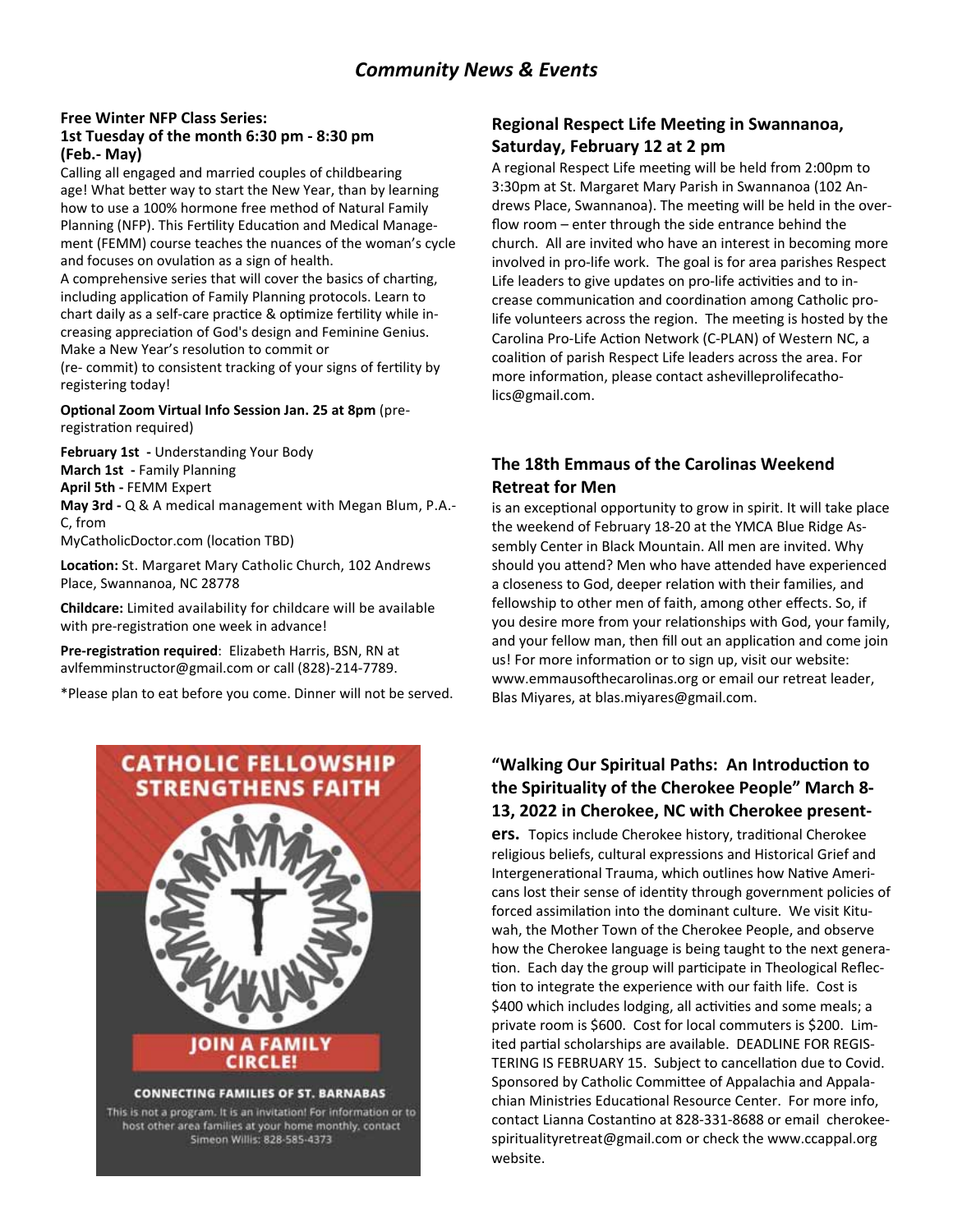# *Community News & Events*

**Free Winter NFP Class Series:**
**1st Tuesday of the month 6:30 pm - 8:30 pm (Feb.- May)**

Calling all engaged and married couples of childbearing age! What better way to start the New Year, than by learning how to use a 100% hormone free method of Natural Family Planning (NFP). This Fertility Education and Medical Management (FEMM) course teaches the nuances of the woman's cycle and focuses on ovulation as a sign of health.

A comprehensive series that will cover the basics of charting, including application of Family Planning protocols. Learn to chart daily as a self-care practice & optimize fertility while increasing appreciation of God's design and Feminine Genius. Make a New Year's resolution to commit or (re- commit) to consistent tracking of your signs of fertility by registering today!

**Optional Zoom Virtual Info Session Jan. 25 at 8pm** (pre-registration required)

**February 1st -** Understanding Your Body
**March 1st -** Family Planning
**April 5th -** FEMM Expert
**May 3rd -** Q & A medical management with Megan Blum, P.A.-C, from MyCatholicDoctor.com (location TBD)

**Location:** St. Margaret Mary Catholic Church, 102 Andrews Place, Swannanoa, NC 28778

**Childcare:** Limited availability for childcare will be available with pre-registration one week in advance!

**Pre-registration required**: Elizabeth Harris, BSN, RN at avlfemminstructor@gmail.com or call (828)-214-7789.

*Please plan to eat before you come. Dinner will not be served.

**CATHOLIC FELLOWSHIP STRENGTHENS FAITH**

**JOIN A FAMILY CIRCLE!**

**CONNECTING FAMILIES OF ST. BARNABAS**

This is not a program. It is an invitation! For information or to host other area families at your home monthly, contact Simeon Willis: 828-585-4373

## Regional Respect Life Meeting in Swannanoa, Saturday, February 12 at 2 pm

A regional Respect Life meeting will be held from 2:00pm to 3:30pm at St. Margaret Mary Parish in Swannanoa (102 Andrews Place, Swannanoa). The meeting will be held in the overflow room – enter through the side entrance behind the church. All are invited who have an interest in becoming more involved in pro-life work. The goal is for area parishes Respect Life leaders to give updates on pro-life activities and to increase communication and coordination among Catholic pro-life volunteers across the region. The meeting is hosted by the Carolina Pro-Life Action Network (C-PLAN) of Western NC, a coalition of parish Respect Life leaders across the area. For more information, please contact ashevilleprolifecatholics@gmail.com.

## The 18th Emmaus of the Carolinas Weekend Retreat for Men

is an exceptional opportunity to grow in spirit. It will take place the weekend of February 18-20 at the YMCA Blue Ridge Assembly Center in Black Mountain. All men are invited. Why should you attend? Men who have attended have experienced a closeness to God, deeper relation with their families, and fellowship to other men of faith, among other effects. So, if you desire more from your relationships with God, your family, and your fellow man, then fill out an application and come join us! For more information or to sign up, visit our website: www.emmausofthecarolinas.org or email our retreat leader, Blas Miyares, at blas.miyares@gmail.com.

## "Walking Our Spiritual Paths: An Introduction to the Spirituality of the Cherokee People" March 8-13, 2022 in Cherokee, NC with Cherokee presenters.

Topics include Cherokee history, traditional Cherokee religious beliefs, cultural expressions and Historical Grief and Intergenerational Trauma, which outlines how Native Americans lost their sense of identity through government policies of forced assimilation into the dominant culture. We visit Kituwah, the Mother Town of the Cherokee People, and observe how the Cherokee language is being taught to the next generation. Each day the group will participate in Theological Reflection to integrate the experience with our faith life. Cost is $400 which includes lodging, all activities and some meals; a private room is $600. Cost for local commuters is $200. Limited partial scholarships are available. DEADLINE FOR REGISTERING IS FEBRUARY 15. Subject to cancellation due to Covid. Sponsored by Catholic Committee of Appalachia and Appalachian Ministries Educational Resource Center. For more info, contact Lianna Costantino at 828-331-8688 or email cherokeespiritualityretreat@gmail.com or check the www.ccappal.org website.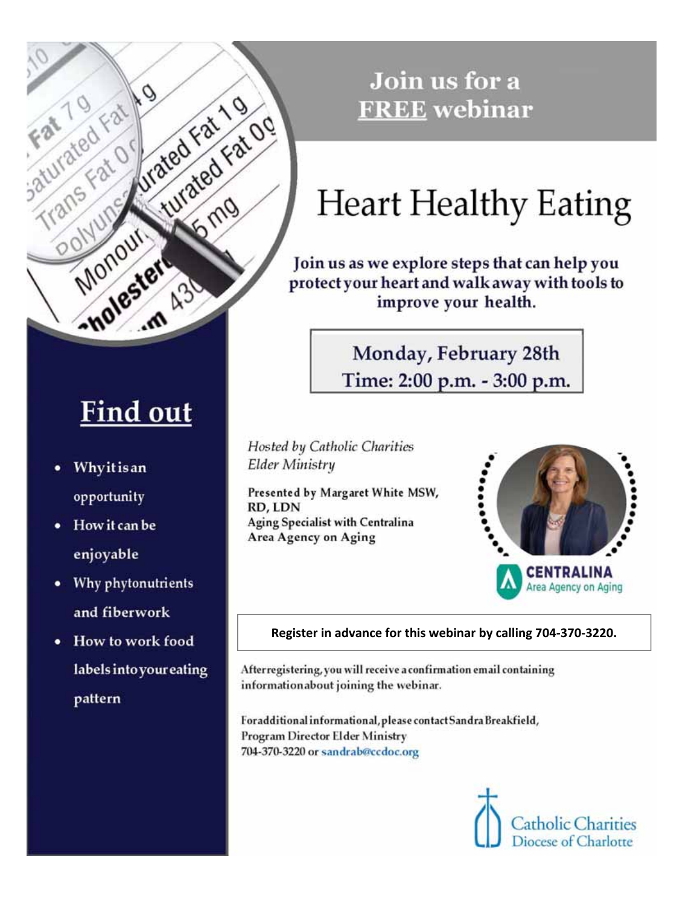## Join us for a FREE webinar

# Heart Healthy Eating

**Join us as we explore steps that can help you protect your heart and walk away with tools to improve your health.**

**Monday, February 28th**
**Time: 2:00 p.m. - 3:00 p.m.**

## Find out

- Why it is an opportunity
- How it can be enjoyable
- Why phytonutrients and fiber work
- How to work food labels into your eating pattern

*Hosted by Catholic Charities Elder Ministry*

**Presented by Margaret White MSW, RD, LDN**
**Aging Specialist with Centralina Area Agency on Aging**

CENTRALINA Area Agency on Aging

**Register in advance for this webinar by calling 704-370-3220.**

After registering, you will receive a confirmation email containing information about joining the webinar.

For additional informational, please contact Sandra Breakfield, Program Director Elder Ministry
704-370-3220 or sandrab@ccdoc.org

Catholic Charities Diocese of Charlotte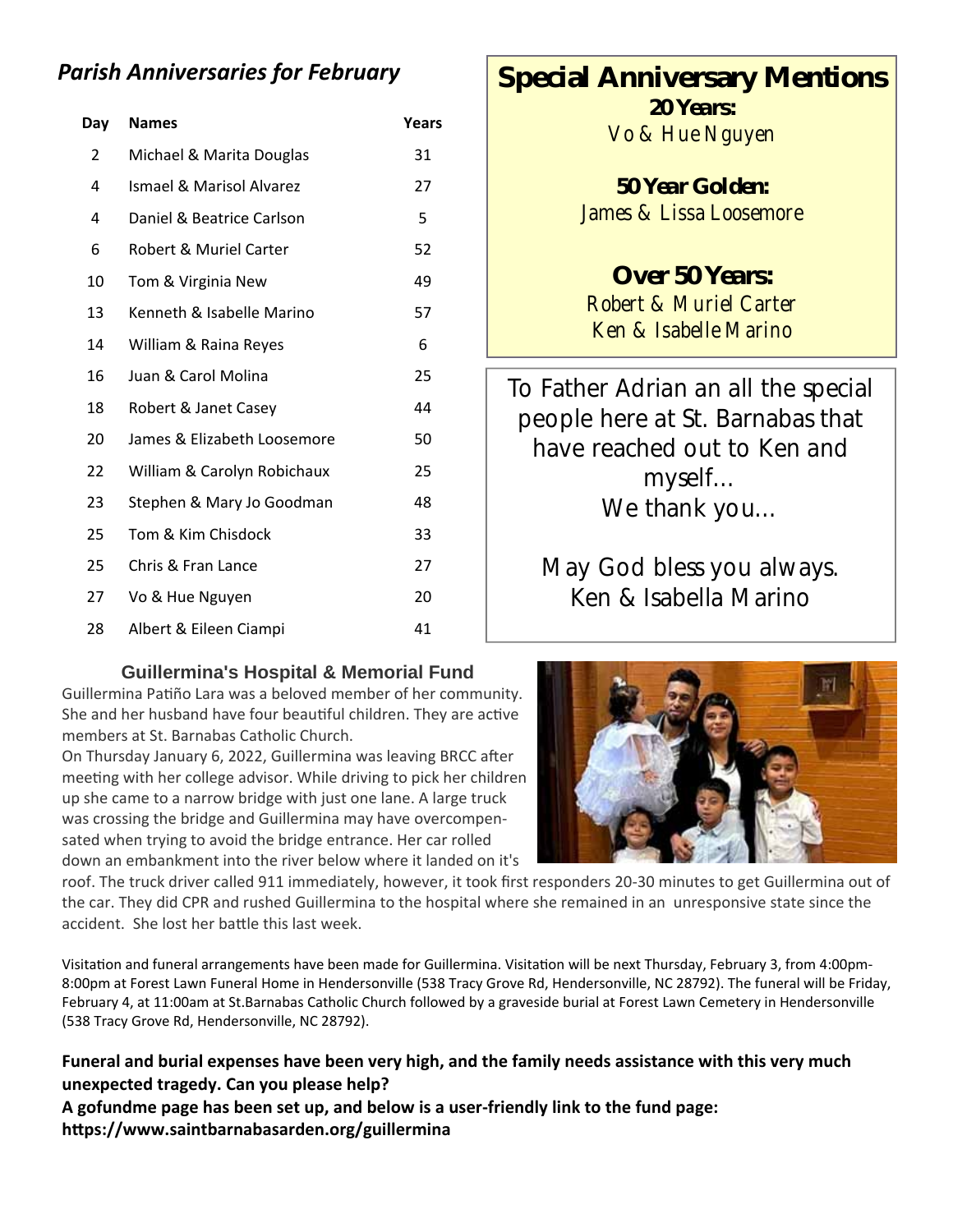## *Parish Anniversaries for February*

| Day | Names | Years |
|---|---|---|
| 2 | Michael & Marita Douglas | 31 |
| 4 | Ismael & Marisol Alvarez | 27 |
| 4 | Daniel & Beatrice Carlson | 5 |
| 6 | Robert & Muriel Carter | 52 |
| 10 | Tom & Virginia New | 49 |
| 13 | Kenneth & Isabelle Marino | 57 |
| 14 | William & Raina Reyes | 6 |
| 16 | Juan & Carol Molina | 25 |
| 18 | Robert & Janet Casey | 44 |
| 20 | James & Elizabeth Loosemore | 50 |
| 22 | William & Carolyn Robichaux | 25 |
| 23 | Stephen & Mary Jo Goodman | 48 |
| 25 | Tom & Kim Chisdock | 33 |
| 25 | Chris & Fran Lance | 27 |
| 27 | Vo & Hue Nguyen | 20 |
| 28 | Albert & Eileen Ciampi | 41 |

## Special Anniversary Mentions

**20 Years:**
Vo & Hue Nguyen

**50 Year Golden:**
James & Lissa Loosemore

**Over 50 Years:**
Robert & Muriel Carter
Ken & Isabelle Marino

To Father Adrian an all the special people here at St. Barnabas that have reached out to Ken and myself…
We thank you…

May God bless you always.
Ken & Isabella Marino

### Guillermina's Hospital & Memorial Fund

Guillermina Patiño Lara was a beloved member of her community. She and her husband have four beautiful children. They are active members at St. Barnabas Catholic Church.

On Thursday January 6, 2022, Guillermina was leaving BRCC after meeting with her college advisor. While driving to pick her children up she came to a narrow bridge with just one lane. A large truck was crossing the bridge and Guillermina may have overcompensated when trying to avoid the bridge entrance. Her car rolled down an embankment into the river below where it landed on it's roof. The truck driver called 911 immediately, however, it took first responders 20-30 minutes to get Guillermina out of the car. They did CPR and rushed Guillermina to the hospital where she remained in an unresponsive state since the accident. She lost her battle this last week.

Visitation and funeral arrangements have been made for Guillermina. Visitation will be next Thursday, February 3, from 4:00pm-8:00pm at Forest Lawn Funeral Home in Hendersonville (538 Tracy Grove Rd, Hendersonville, NC 28792). The funeral will be Friday, February 4, at 11:00am at St.Barnabas Catholic Church followed by a graveside burial at Forest Lawn Cemetery in Hendersonville (538 Tracy Grove Rd, Hendersonville, NC 28792).

**Funeral and burial expenses have been very high, and the family needs assistance with this very much unexpected tragedy. Can you please help?**
**A gofundme page has been set up, and below is a user-friendly link to the fund page:**
**https://www.saintbarnabasarden.org/guillermina**